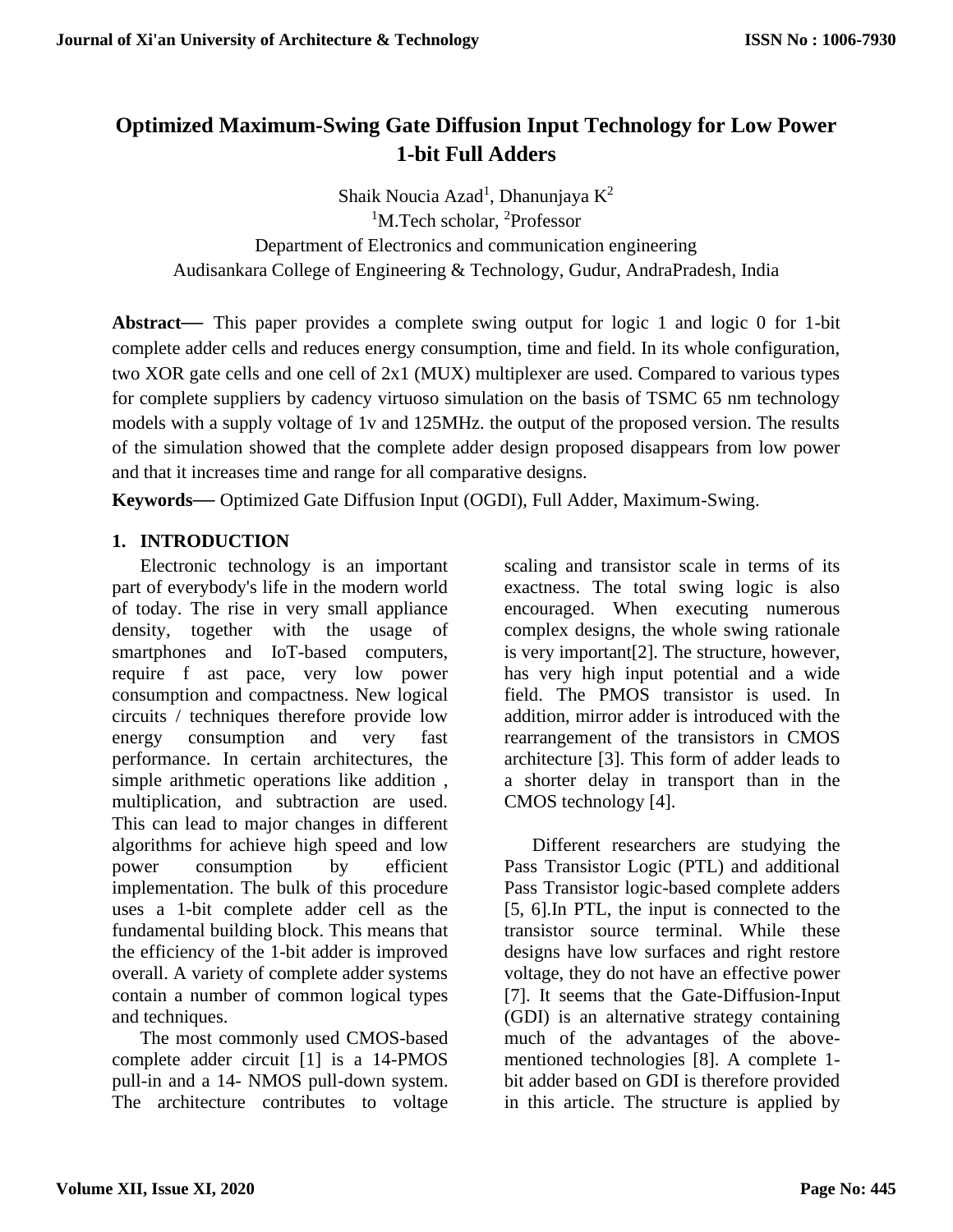# Optimized Maximum-Swing Gate Diffusion Input Technology for Low Power 1-bit Full Adders

Shaik Noucia Azad[1], Dhanunjaya K[2]

[1]M.Tech scholar, [2]Professor

Department of Electronics and communication engineering

Audisankara College of Engineering & Technology, Gudur, AndraPradesh, India

**Abstract—** This paper provides a complete swing output for logic 1 and logic 0 for 1-bit complete adder cells and reduces energy consumption, time and field. In its whole configuration, two XOR gate cells and one cell of 2x1 (MUX) multiplexer are used. Compared to various types for complete suppliers by cadency virtuoso simulation on the basis of TSMC 65 nm technology models with a supply voltage of 1v and 125MHz. the output of the proposed version. The results of the simulation showed that the complete adder design proposed disappears from low power and that it increases time and range for all comparative designs.

**Keywords—** Optimized Gate Diffusion Input (OGDI), Full Adder, Maximum-Swing.

## 1. INTRODUCTION

Electronic technology is an important part of everybody's life in the modern world of today. The rise in very small appliance density, together with the usage of smartphones and IoT-based computers, require f ast pace, very low power consumption and compactness. New logical circuits / techniques therefore provide low energy consumption and very fast performance. In certain architectures, the simple arithmetic operations like addition , multiplication, and subtraction are used. This can lead to major changes in different algorithms for achieve high speed and low power consumption by efficient implementation. The bulk of this procedure uses a 1-bit complete adder cell as the fundamental building block. This means that the efficiency of the 1-bit adder is improved overall. A variety of complete adder systems contain a number of common logical types and techniques.

The most commonly used CMOS-based complete adder circuit [1] is a 14-PMOS pull-in and a 14- NMOS pull-down system. The architecture contributes to voltage scaling and transistor scale in terms of its exactness. The total swing logic is also encouraged. When executing numerous complex designs, the whole swing rationale is very important[2]. The structure, however, has very high input potential and a wide field. The PMOS transistor is used. In addition, mirror adder is introduced with the rearrangement of the transistors in CMOS architecture [3]. This form of adder leads to a shorter delay in transport than in the CMOS technology [4].

Different researchers are studying the Pass Transistor Logic (PTL) and additional Pass Transistor logic-based complete adders [5, 6].In PTL, the input is connected to the transistor source terminal. While these designs have low surfaces and right restore voltage, they do not have an effective power [7]. It seems that the Gate-Diffusion-Input (GDI) is an alternative strategy containing much of the advantages of the above-mentioned technologies [8]. A complete 1-bit adder based on GDI is therefore provided in this article. The structure is applied by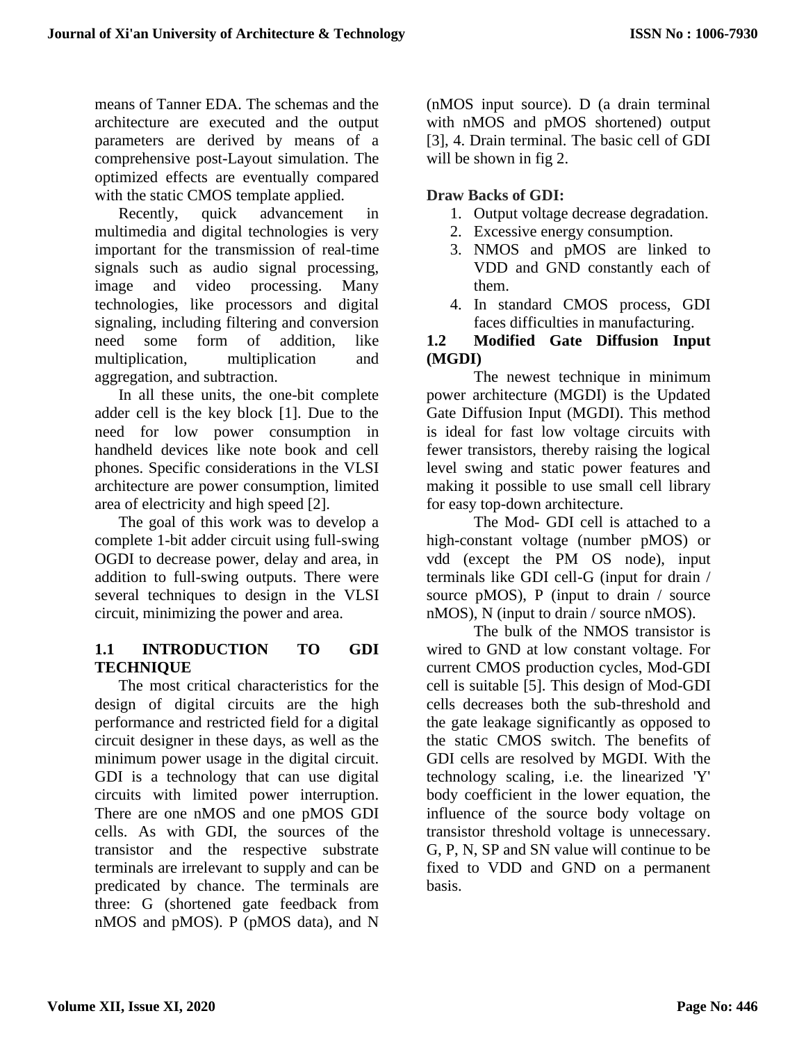means of Tanner EDA. The schemas and the architecture are executed and the output parameters are derived by means of a comprehensive post-Layout simulation. The optimized effects are eventually compared with the static CMOS template applied.

Recently, quick advancement in multimedia and digital technologies is very important for the transmission of real-time signals such as audio signal processing, image and video processing. Many technologies, like processors and digital signaling, including filtering and conversion need some form of addition, like multiplication, multiplication and aggregation, and subtraction.

In all these units, the one-bit complete adder cell is the key block [1]. Due to the need for low power consumption in handheld devices like note book and cell phones. Specific considerations in the VLSI architecture are power consumption, limited area of electricity and high speed [2].

The goal of this work was to develop a complete 1-bit adder circuit using full-swing OGDI to decrease power, delay and area, in addition to full-swing outputs. There were several techniques to design in the VLSI circuit, minimizing the power and area.

## 1.1 INTRODUCTION TO GDI TECHNIQUE

The most critical characteristics for the design of digital circuits are the high performance and restricted field for a digital circuit designer in these days, as well as the minimum power usage in the digital circuit. GDI is a technology that can use digital circuits with limited power interruption. There are one nMOS and one pMOS GDI cells. As with GDI, the sources of the transistor and the respective substrate terminals are irrelevant to supply and can be predicated by chance. The terminals are three: G (shortened gate feedback from nMOS and pMOS). P (pMOS data), and N (nMOS input source). D (a drain terminal with nMOS and pMOS shortened) output [3], 4. Drain terminal. The basic cell of GDI will be shown in fig 2.

**Draw Backs of GDI:**

1. Output voltage decrease degradation.
2. Excessive energy consumption.
3. NMOS and pMOS are linked to VDD and GND constantly each of them.
4. In standard CMOS process, GDI faces difficulties in manufacturing.

## 1.2 Modified Gate Diffusion Input (MGDI)

The newest technique in minimum power architecture (MGDI) is the Updated Gate Diffusion Input (MGDI). This method is ideal for fast low voltage circuits with fewer transistors, thereby raising the logical level swing and static power features and making it possible to use small cell library for easy top-down architecture.

The Mod- GDI cell is attached to a high-constant voltage (number pMOS) or vdd (except the PM OS node), input terminals like GDI cell-G (input for drain / source pMOS), P (input to drain / source nMOS), N (input to drain / source nMOS).

The bulk of the NMOS transistor is wired to GND at low constant voltage. For current CMOS production cycles, Mod-GDI cell is suitable [5]. This design of Mod-GDI cells decreases both the sub-threshold and the gate leakage significantly as opposed to the static CMOS switch. The benefits of GDI cells are resolved by MGDI. With the technology scaling, i.e. the linearized 'Y' body coefficient in the lower equation, the influence of the source body voltage on transistor threshold voltage is unnecessary. G, P, N, SP and SN value will continue to be fixed to VDD and GND on a permanent basis.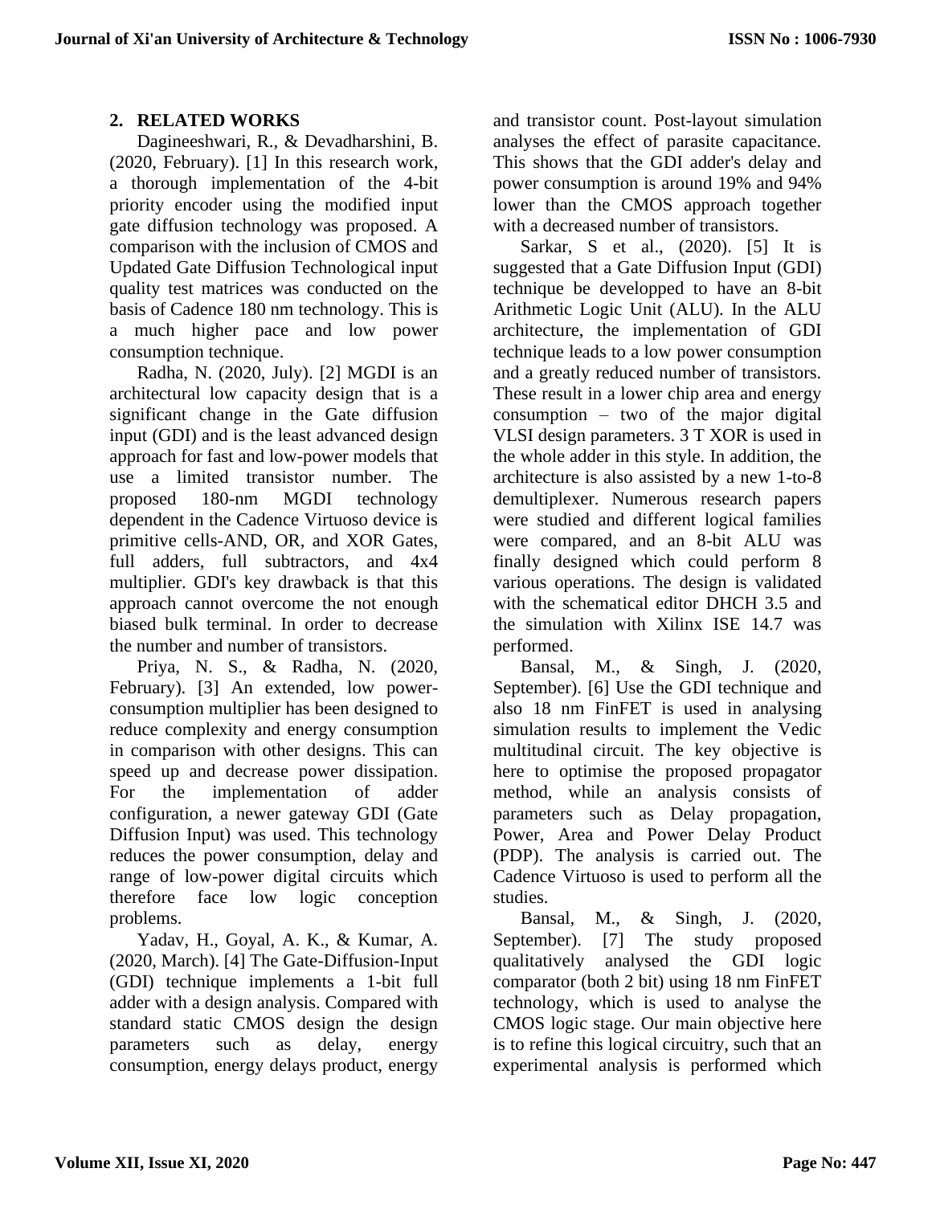## 2. RELATED WORKS

Dagineeshwari, R., & Devadharshini, B. (2020, February). [1] In this research work, a thorough implementation of the 4-bit priority encoder using the modified input gate diffusion technology was proposed. A comparison with the inclusion of CMOS and Updated Gate Diffusion Technological input quality test matrices was conducted on the basis of Cadence 180 nm technology. This is a much higher pace and low power consumption technique.

Radha, N. (2020, July). [2] MGDI is an architectural low capacity design that is a significant change in the Gate diffusion input (GDI) and is the least advanced design approach for fast and low-power models that use a limited transistor number. The proposed 180-nm MGDI technology dependent in the Cadence Virtuoso device is primitive cells-AND, OR, and XOR Gates, full adders, full subtractors, and 4x4 multiplier. GDI's key drawback is that this approach cannot overcome the not enough biased bulk terminal. In order to decrease the number and number of transistors.

Priya, N. S., & Radha, N. (2020, February). [3] An extended, low power-consumption multiplier has been designed to reduce complexity and energy consumption in comparison with other designs. This can speed up and decrease power dissipation. For the implementation of adder configuration, a newer gateway GDI (Gate Diffusion Input) was used. This technology reduces the power consumption, delay and range of low-power digital circuits which therefore face low logic conception problems.

Yadav, H., Goyal, A. K., & Kumar, A. (2020, March). [4] The Gate-Diffusion-Input (GDI) technique implements a 1-bit full adder with a design analysis. Compared with standard static CMOS design the design parameters such as delay, energy consumption, energy delays product, energy and transistor count. Post-layout simulation analyses the effect of parasite capacitance. This shows that the GDI adder's delay and power consumption is around 19% and 94% lower than the CMOS approach together with a decreased number of transistors.

Sarkar, S et al., (2020). [5] It is suggested that a Gate Diffusion Input (GDI) technique be developped to have an 8-bit Arithmetic Logic Unit (ALU). In the ALU architecture, the implementation of GDI technique leads to a low power consumption and a greatly reduced number of transistors. These result in a lower chip area and energy consumption – two of the major digital VLSI design parameters. 3 T XOR is used in the whole adder in this style. In addition, the architecture is also assisted by a new 1-to-8 demultiplexer. Numerous research papers were studied and different logical families were compared, and an 8-bit ALU was finally designed which could perform 8 various operations. The design is validated with the schematical editor DHCH 3.5 and the simulation with Xilinx ISE 14.7 was performed.

Bansal, M., & Singh, J. (2020, September). [6] Use the GDI technique and also 18 nm FinFET is used in analysing simulation results to implement the Vedic multitudinal circuit. The key objective is here to optimise the proposed propagator method, while an analysis consists of parameters such as Delay propagation, Power, Area and Power Delay Product (PDP). The analysis is carried out. The Cadence Virtuoso is used to perform all the studies.

Bansal, M., & Singh, J. (2020, September). [7] The study proposed qualitatively analysed the GDI logic comparator (both 2 bit) using 18 nm FinFET technology, which is used to analyse the CMOS logic stage. Our main objective here is to refine this logical circuitry, such that an experimental analysis is performed which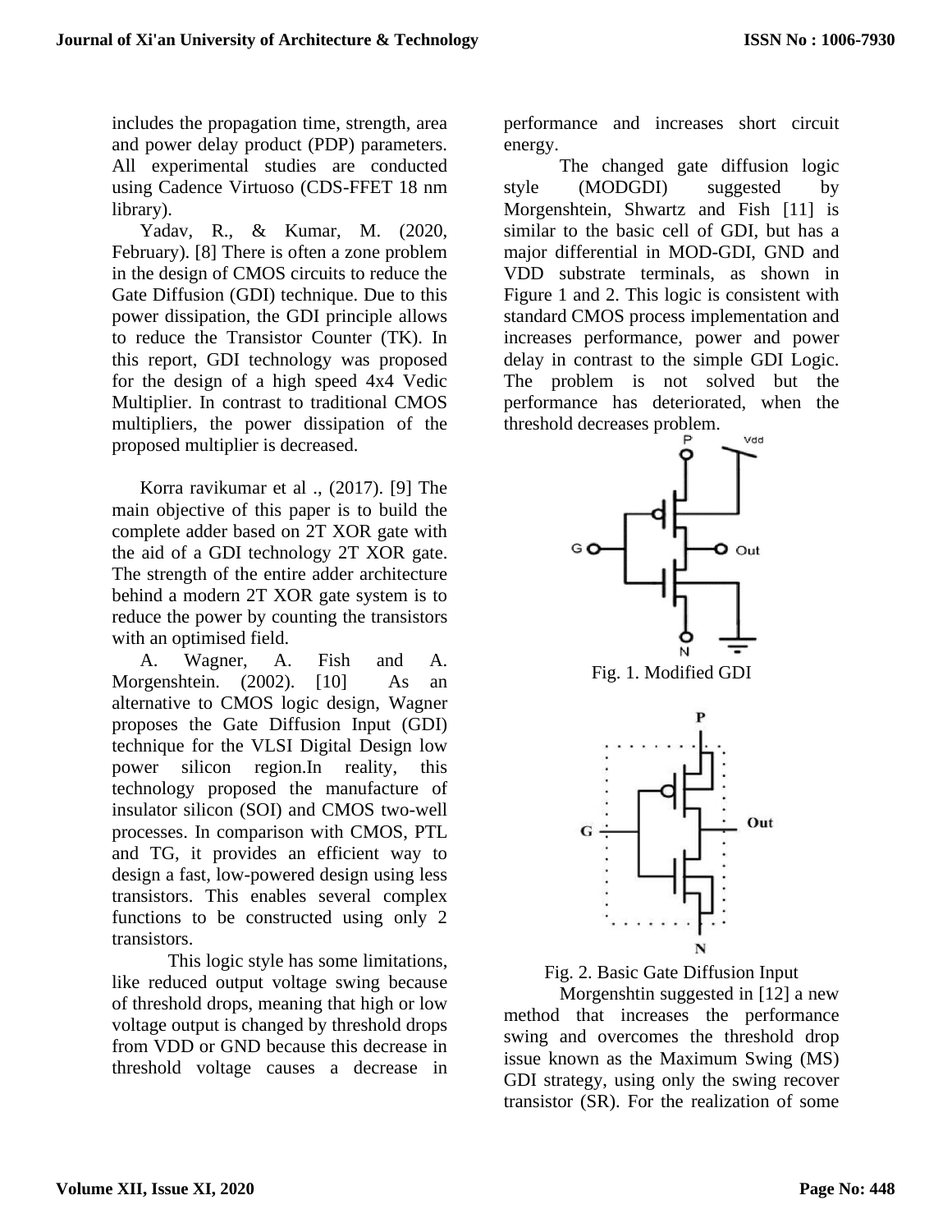includes the propagation time, strength, area and power delay product (PDP) parameters. All experimental studies are conducted using Cadence Virtuoso (CDS-FFET 18 nm library).

Yadav, R., & Kumar, M. (2020, February). [8] There is often a zone problem in the design of CMOS circuits to reduce the Gate Diffusion (GDI) technique. Due to this power dissipation, the GDI principle allows to reduce the Transistor Counter (TK). In this report, GDI technology was proposed for the design of a high speed 4x4 Vedic Multiplier. In contrast to traditional CMOS multipliers, the power dissipation of the proposed multiplier is decreased.

Korra ravikumar et al ., (2017). [9] The main objective of this paper is to build the complete adder based on 2T XOR gate with the aid of a GDI technology 2T XOR gate. The strength of the entire adder architecture behind a modern 2T XOR gate system is to reduce the power by counting the transistors with an optimised field.

A. Wagner, A. Fish and A. Morgenshtein. (2002). [10] As an alternative to CMOS logic design, Wagner proposes the Gate Diffusion Input (GDI) technique for the VLSI Digital Design low power silicon region.In reality, this technology proposed the manufacture of insulator silicon (SOI) and CMOS two-well processes. In comparison with CMOS, PTL and TG, it provides an efficient way to design a fast, low-powered design using less transistors. This enables several complex functions to be constructed using only 2 transistors.

This logic style has some limitations, like reduced output voltage swing because of threshold drops, meaning that high or low voltage output is changed by threshold drops from VDD or GND because this decrease in threshold voltage causes a decrease in performance and increases short circuit energy.

The changed gate diffusion logic style (MODGDI) suggested by Morgenshtein, Shwartz and Fish [11] is similar to the basic cell of GDI, but has a major differential in MOD-GDI, GND and VDD substrate terminals, as shown in Figure 1 and 2. This logic is consistent with standard CMOS process implementation and increases performance, power and power delay in contrast to the simple GDI Logic. The problem is not solved but the performance has deteriorated, when the threshold decreases problem.

Fig. 1. Modified GDI

Fig. 2. Basic Gate Diffusion Input

Morgenshtin suggested in [12] a new method that increases the performance swing and overcomes the threshold drop issue known as the Maximum Swing (MS) GDI strategy, using only the swing recover transistor (SR). For the realization of some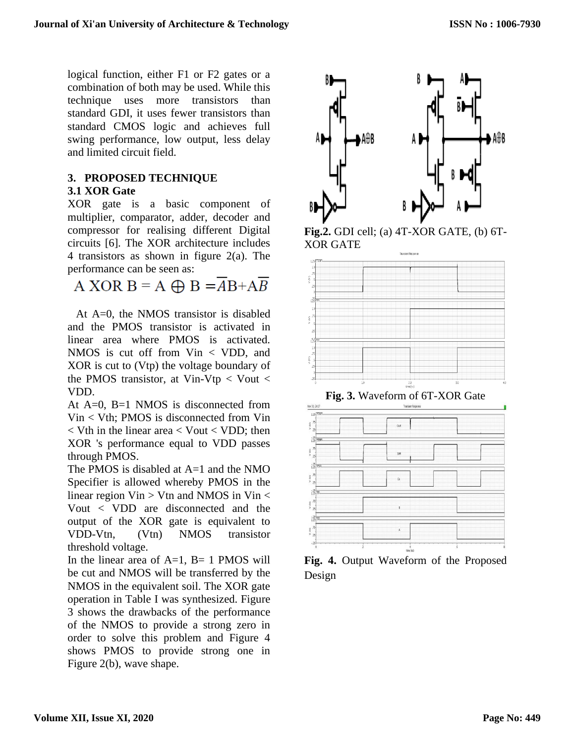logical function, either F1 or F2 gates or a combination of both may be used. While this technique uses more transistors than standard GDI, it uses fewer transistors than standard CMOS logic and achieves full swing performance, low output, less delay and limited circuit field.

## 3. PROPOSED TECHNIQUE

### 3.1 XOR Gate

XOR gate is a basic component of multiplier, comparator, adder, decoder and compressor for realising different Digital circuits [6]. The XOR architecture includes 4 transistors as shown in figure 2(a). The performance can be seen as:

$$\text{A XOR B} = A \oplus B = \overline{A}B + A\overline{B}$$

At A=0, the NMOS transistor is disabled and the PMOS transistor is activated in linear area where PMOS is activated. NMOS is cut off from Vin < VDD, and XOR is cut to (Vtp) the voltage boundary of the PMOS transistor, at Vin-Vtp < Vout < VDD.

At A=0, B=1 NMOS is disconnected from Vin < Vth; PMOS is disconnected from Vin < Vth in the linear area < Vout < VDD; then XOR 's performance equal to VDD passes through PMOS.

The PMOS is disabled at A=1 and the NMO Specifier is allowed whereby PMOS in the linear region Vin > Vtn and NMOS in Vin < Vout < VDD are disconnected and the output of the XOR gate is equivalent to VDD-Vtn, (Vtn) NMOS transistor threshold voltage.

In the linear area of A=1, B= 1 PMOS will be cut and NMOS will be transferred by the NMOS in the equivalent soil. The XOR gate operation in Table I was synthesized. Figure 3 shows the drawbacks of the performance of the NMOS to provide a strong zero in order to solve this problem and Figure 4 shows PMOS to provide strong one in Figure 2(b), wave shape.

**Fig.2.** GDI cell; (a) 4T-XOR GATE, (b) 6T-XOR GATE

**Fig. 3.** Waveform of 6T-XOR Gate

**Fig. 4.** Output Waveform of the Proposed Design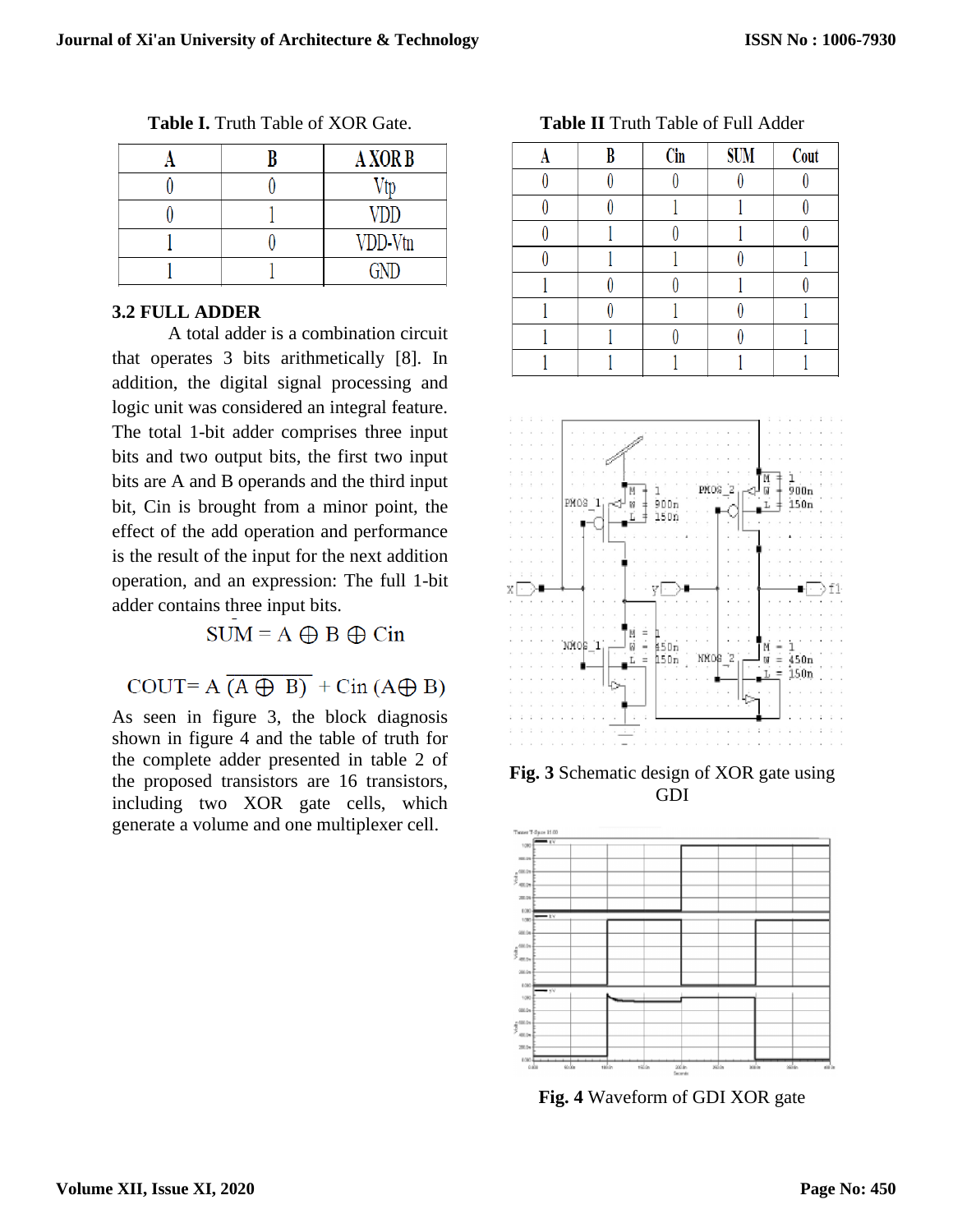**Table I.** Truth Table of XOR Gate.

| A | B | A XOR B |
|---|---|---|
| 0 | 0 | Vtp |
| 0 | 1 | VDD |
| 1 | 0 | VDD-Vtn |
| 1 | 1 | GND |

### 3.2 FULL ADDER

A total adder is a combination circuit that operates 3 bits arithmetically [8]. In addition, the digital signal processing and logic unit was considered an integral feature. The total 1-bit adder comprises three input bits and two output bits, the first two input bits are A and B operands and the third input bit, Cin is brought from a minor point, the effect of the add operation and performance is the result of the input for the next addition operation, and an expression: The full 1-bit adder contains three input bits.

$$SUM = A \oplus B \oplus Cin$$

$$COUT = A\ \overline{(A \oplus B)} + Cin\ (A \oplus B)$$

As seen in figure 3, the block diagnosis shown in figure 4 and the table of truth for the complete adder presented in table 2 of the proposed transistors are 16 transistors, including two XOR gate cells, which generate a volume and one multiplexer cell.

**Table II** Truth Table of Full Adder

| A | B | Cin | SUM | Cout |
|---|---|---|---|---|
| 0 | 0 | 0 | 0 | 0 |
| 0 | 0 | 1 | 1 | 0 |
| 0 | 1 | 0 | 1 | 0 |
| 0 | 1 | 1 | 0 | 1 |
| 1 | 0 | 0 | 1 | 0 |
| 1 | 0 | 1 | 0 | 1 |
| 1 | 1 | 0 | 0 | 1 |
| 1 | 1 | 1 | 1 | 1 |

**Fig. 3** Schematic design of XOR gate using GDI

**Fig. 4** Waveform of GDI XOR gate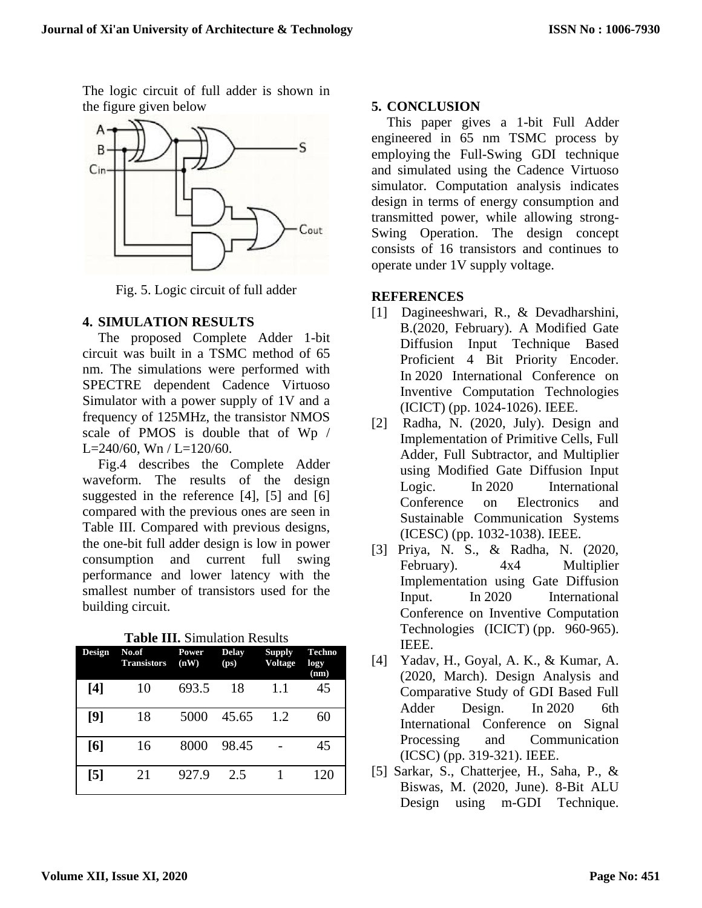The logic circuit of full adder is shown in the figure given below

Fig. 5. Logic circuit of full adder

## 4. SIMULATION RESULTS

The proposed Complete Adder 1-bit circuit was built in a TSMC method of 65 nm. The simulations were performed with SPECTRE dependent Cadence Virtuoso Simulator with a power supply of 1V and a frequency of 125MHz, the transistor NMOS scale of PMOS is double that of Wp / L=240/60, Wn / L=120/60.

Fig.4 describes the Complete Adder waveform. The results of the design suggested in the reference [4], [5] and [6] compared with the previous ones are seen in Table III. Compared with previous designs, the one-bit full adder design is low in power consumption and current full swing performance and lower latency with the smallest number of transistors used for the building circuit.

**Table III.** Simulation Results

| Design | No.of Transistors | Power (nW) | Delay (ps) | Supply Voltage | Techno logy (nm) |
|---|---|---|---|---|---|
| **[4]** | 10 | 693.5 | 18 | 1.1 | 45 |
| **[9]** | 18 | 5000 | 45.65 | 1.2 | 60 |
| **[6]** | 16 | 8000 | 98.45 | - | 45 |
| **[5]** | 21 | 927.9 | 2.5 | 1 | 120 |

## 5. CONCLUSION

This paper gives a 1-bit Full Adder engineered in 65 nm TSMC process by employing the Full-Swing GDI technique and simulated using the Cadence Virtuoso simulator. Computation analysis indicates design in terms of energy consumption and transmitted power, while allowing strong-Swing Operation. The design concept consists of 16 transistors and continues to operate under 1V supply voltage.

## REFERENCES

[1] Dagineeshwari, R., & Devadharshini, B.(2020, February). A Modified Gate Diffusion Input Technique Based Proficient 4 Bit Priority Encoder. In 2020 International Conference on Inventive Computation Technologies (ICICT) (pp. 1024-1026). IEEE.

[2] Radha, N. (2020, July). Design and Implementation of Primitive Cells, Full Adder, Full Subtractor, and Multiplier using Modified Gate Diffusion Input Logic. In 2020 International Conference on Electronics and Sustainable Communication Systems (ICESC) (pp. 1032-1038). IEEE.

[3] Priya, N. S., & Radha, N. (2020, February). 4x4 Multiplier Implementation using Gate Diffusion Input. In 2020 International Conference on Inventive Computation Technologies (ICICT) (pp. 960-965). IEEE.

[4] Yadav, H., Goyal, A. K., & Kumar, A. (2020, March). Design Analysis and Comparative Study of GDI Based Full Adder Design. In 2020 6th International Conference on Signal Processing and Communication (ICSC) (pp. 319-321). IEEE.

[5] Sarkar, S., Chatterjee, H., Saha, P., & Biswas, M. (2020, June). 8-Bit ALU Design using m-GDI Technique.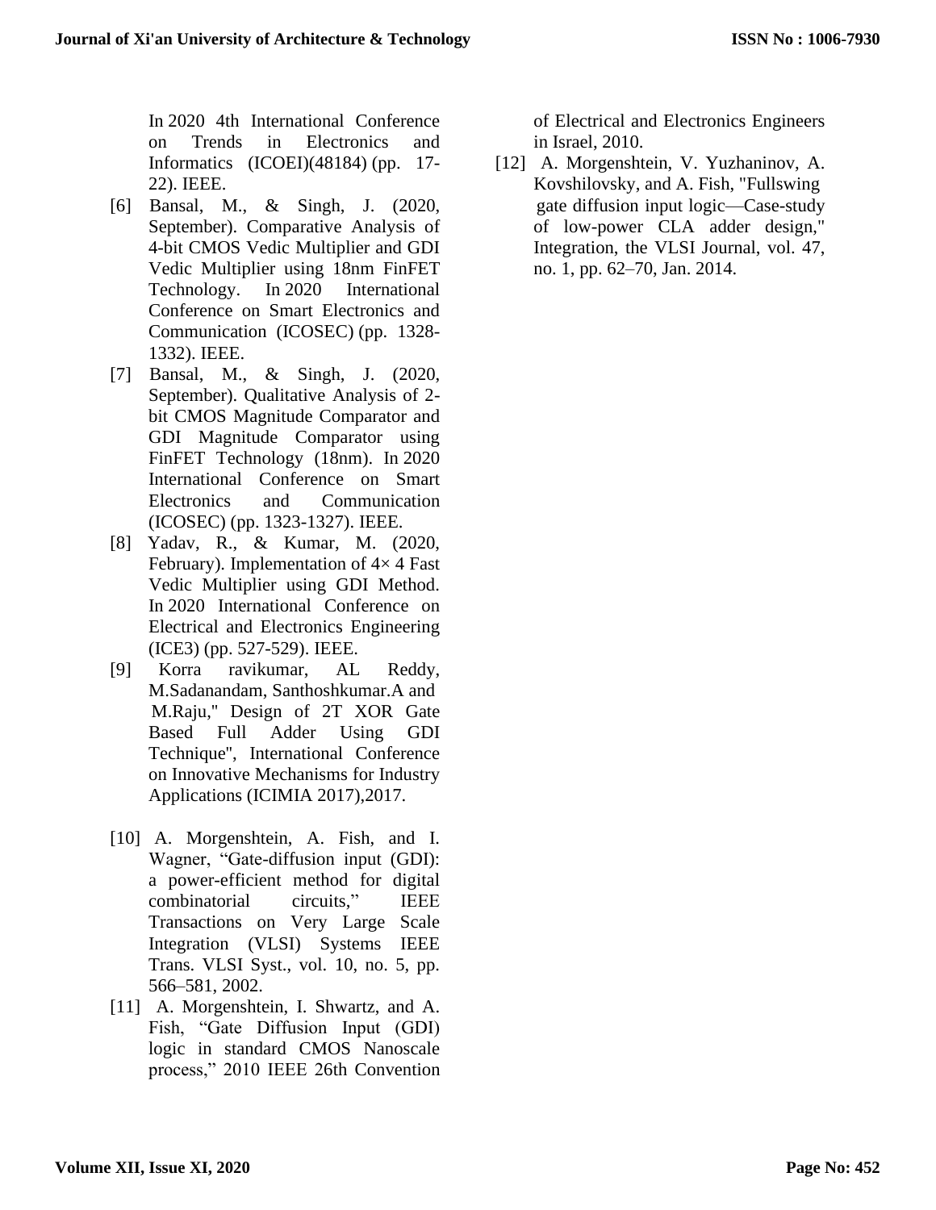In 2020 4th International Conference on Trends in Electronics and Informatics (ICOEI)(48184) (pp. 17-22). IEEE.

[6] Bansal, M., & Singh, J. (2020, September). Comparative Analysis of 4-bit CMOS Vedic Multiplier and GDI Vedic Multiplier using 18nm FinFET Technology. In 2020 International Conference on Smart Electronics and Communication (ICOSEC) (pp. 1328-1332). IEEE.

[7] Bansal, M., & Singh, J. (2020, September). Qualitative Analysis of 2-bit CMOS Magnitude Comparator and GDI Magnitude Comparator using FinFET Technology (18nm). In 2020 International Conference on Smart Electronics and Communication (ICOSEC) (pp. 1323-1327). IEEE.

[8] Yadav, R., & Kumar, M. (2020, February). Implementation of 4× 4 Fast Vedic Multiplier using GDI Method. In 2020 International Conference on Electrical and Electronics Engineering (ICE3) (pp. 527-529). IEEE.

[9] Korra ravikumar, AL Reddy, M.Sadanandam, Santhoshkumar.A and M.Raju," Design of 2T XOR Gate Based Full Adder Using GDI Technique", International Conference on Innovative Mechanisms for Industry Applications (ICIMIA 2017),2017.

[10] A. Morgenshtein, A. Fish, and I. Wagner, "Gate-diffusion input (GDI): a power-efficient method for digital combinatorial circuits," IEEE Transactions on Very Large Scale Integration (VLSI) Systems IEEE Trans. VLSI Syst., vol. 10, no. 5, pp. 566–581, 2002.

[11] A. Morgenshtein, I. Shwartz, and A. Fish, "Gate Diffusion Input (GDI) logic in standard CMOS Nanoscale process," 2010 IEEE 26th Convention of Electrical and Electronics Engineers in Israel, 2010.

[12] A. Morgenshtein, V. Yuzhaninov, A. Kovshilovsky, and A. Fish, "Fullswing gate diffusion input logic—Case-study of low-power CLA adder design," Integration, the VLSI Journal, vol. 47, no. 1, pp. 62–70, Jan. 2014.